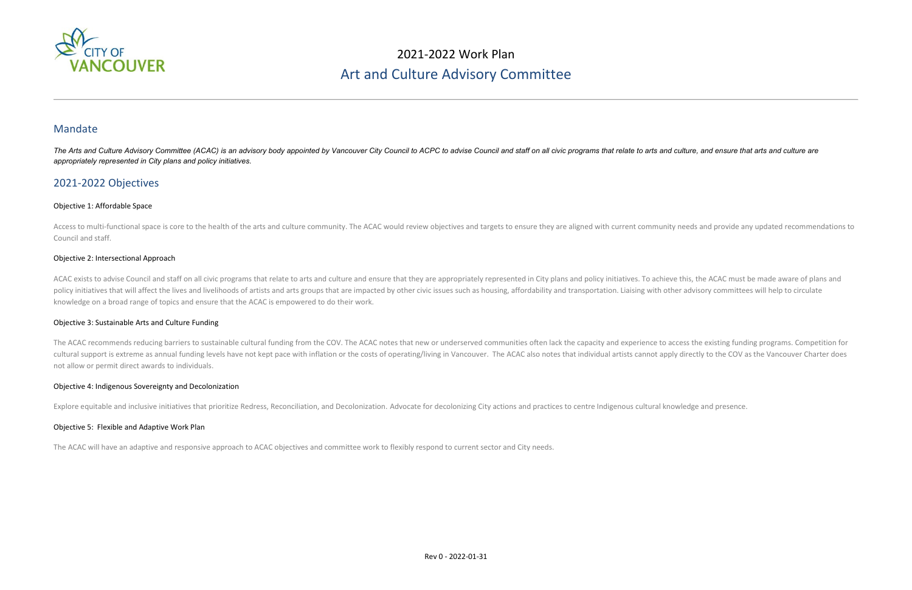# 2021-2022 Work Plan

# Art and Culture Advisory Committee

## Mandate

*The Arts and Culture Advisory Committee (ACAC) is an advisory body appointed by Vancouver City Council to ACPC to advise Council and staff on all civic programs that relate to arts and culture, and ensure that arts and culture are appropriately represented in City plans and policy initiatives.*

## 2021-2022 Objectives

### Objective 1: Affordable Space

Access to multi-functional space is core to the health of the arts and culture community. The ACAC would review objectives and targets to ensure they are aligned with current community needs and provide any updated recommendations to Council and staff.

### Objective 2: Intersectional Approach

ACAC exists to advise Council and staff on all civic programs that relate to arts and culture and ensure that they are appropriately represented in City plans and policy initiatives. To achieve this, the ACAC must be made aware of plans and policy initiatives that will affect the lives and livelihoods of artists and arts groups that are impacted by other civic issues such as housing, affordability and transportation. Liaising with other advisory committees will help to circulate knowledge on a broad range of topics and ensure that the ACAC is empowered to do their work.

### Objective 3: Sustainable Arts and Culture Funding

The ACAC recommends reducing barriers to sustainable cultural funding from the COV. The ACAC notes that new or underserved communities often lack the capacity and experience to access the existing funding programs. Competition for cultural support is extreme as annual funding levels have not kept pace with inflation or the costs of operating/living in Vancouver. The ACAC also notes that individual artists cannot apply directly to the COV as the Vancouver Charter does not allow or permit direct awards to individuals.

### Objective 4: Indigenous Sovereignty and Decolonization

Explore equitable and inclusive initiatives that prioritize Redress, Reconciliation, and Decolonization. Advocate for decolonizing City actions and practices to centre Indigenous cultural knowledge and presence.

### Objective 5: Flexible and Adaptive Work Plan

The ACAC will have an adaptive and responsive approach to ACAC objectives and committee work to flexibly respond to current sector and City needs.

Rev 0 - 2022-01-31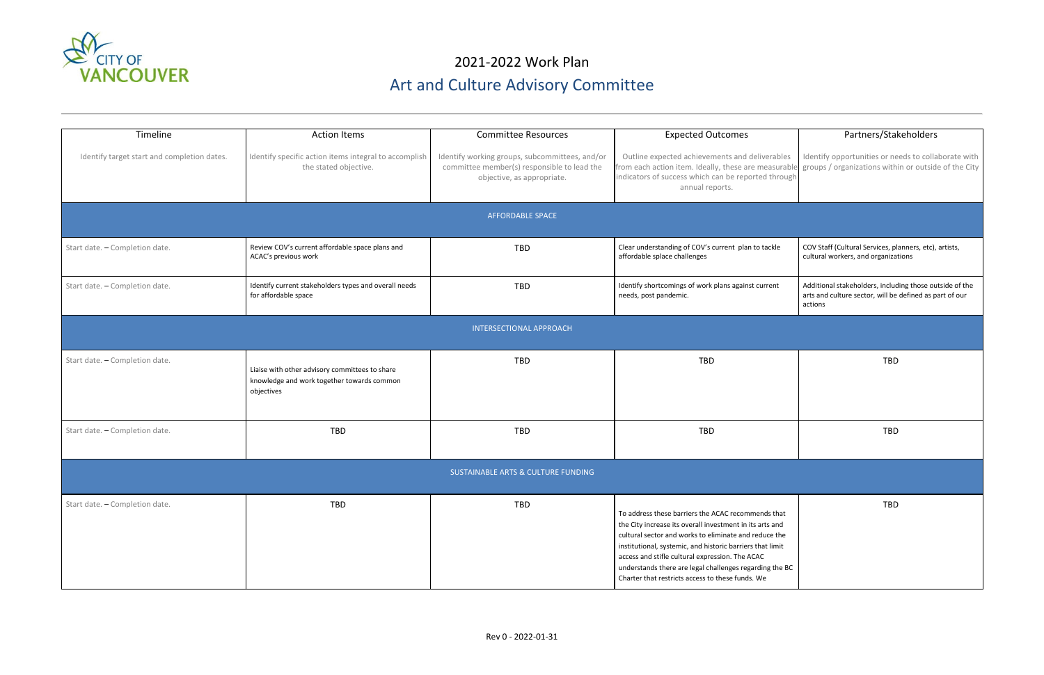# 2021-2022 Work Plan

## Art and Culture Advisory Committee

| Timeline | Action Items | Committee Resources | Expected Outcomes | Partners/Stakeholders |
|---|---|---|---|---|
| Identify target start and completion dates. | Identify specific action items integral to accomplish the stated objective. | Identify working groups, subcommittees, and/or committee member(s) responsible to lead the objective, as appropriate. | Outline expected achievements and deliverables from each action item. Ideally, these are measurable indicators of success which can be reported through annual reports. | Identify opportunities or needs to collaborate with groups / organizations within or outside of the City |
| AFFORDABLE SPACE | | | | |
| Start date. – Completion date. | Review COV's current affordable space plans and ACAC's previous work | TBD | Clear understanding of COV's current plan to tackle affordable splace challenges | COV Staff (Cultural Services, planners, etc), artists, cultural workers, and organizations |
| Start date. – Completion date. | Identify current stakeholders types and overall needs for affordable space | TBD | Identify shortcomings of work plans against current needs, post pandemic. | Additional stakeholders, including those outside of the arts and culture sector, will be defined as part of our actions |
| INTERSECTIONAL APPROACH | | | | |
| Start date. – Completion date. | Liaise with other advisory committees to share knowledge and work together towards common objectives | TBD | TBD | TBD |
| Start date. – Completion date. | TBD | TBD | TBD | TBD |
| SUSTAINABLE ARTS & CULTURE FUNDING | | | | |
| Start date. – Completion date. | TBD | TBD | To address these barriers the ACAC recommends that the City increase its overall investment in its arts and cultural sector and works to eliminate and reduce the institutional, systemic, and historic barriers that limit access and stifle cultural expression. The ACAC understands there are legal challenges regarding the BC Charter that restricts access to these funds. We | TBD |

Rev 0 - 2022-01-31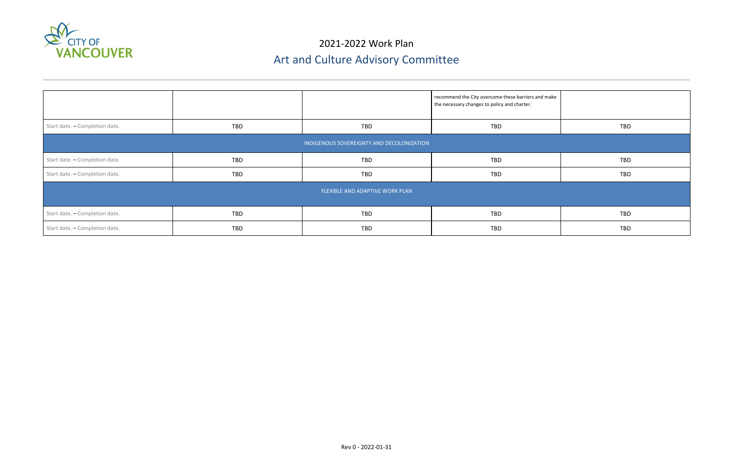# 2021-2022 Work Plan

## Art and Culture Advisory Committee

| | | | | |
|---|---|---|---|---|
| | | | recommend the City overcome these barriers and make the necessary changes to policy and charter. | |
| Start date. – Completion date. | TBD | TBD | TBD | TBD |
| INDIGENOUS SOVEREIGNTY AND DECOLONIZATION | | | | |
| Start date. – Completion date. | TBD | TBD | TBD | TBD |
| Start date. – Completion date. | TBD | TBD | TBD | TBD |
| FLEXIBLE AND ADAPTIVE WORK PLAN | | | | |
| Start date. – Completion date. | TBD | TBD | TBD | TBD |
| Start date. – Completion date. | TBD | TBD | TBD | TBD |

Rev 0 - 2022-01-31